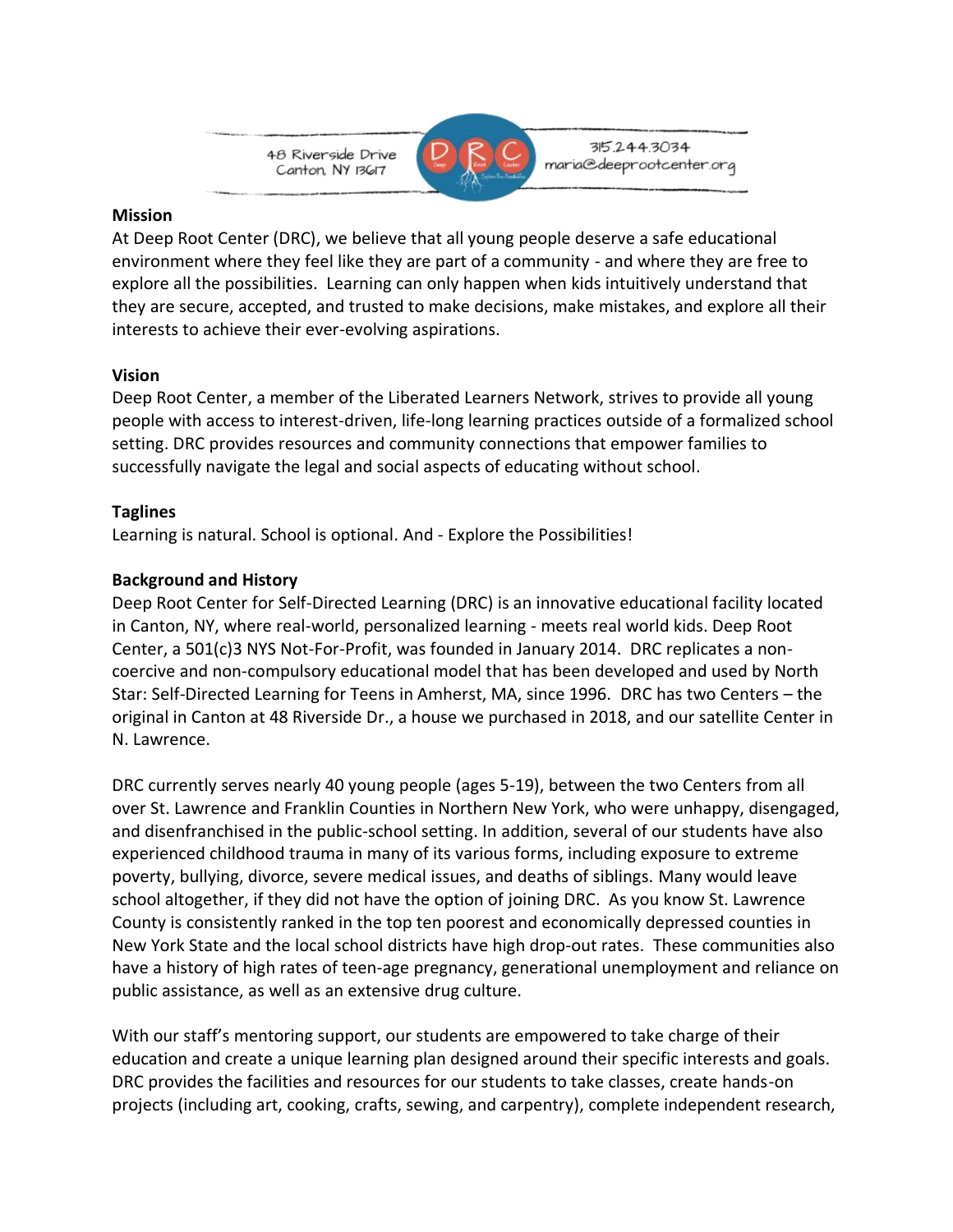48 Riverside Drive
Canton, NY 13617

315.244.3034
maria@deeprootcenter.org

**Mission**

At Deep Root Center (DRC), we believe that all young people deserve a safe educational environment where they feel like they are part of a community - and where they are free to explore all the possibilities. Learning can only happen when kids intuitively understand that they are secure, accepted, and trusted to make decisions, make mistakes, and explore all their interests to achieve their ever-evolving aspirations.

**Vision**

Deep Root Center, a member of the Liberated Learners Network, strives to provide all young people with access to interest-driven, life-long learning practices outside of a formalized school setting. DRC provides resources and community connections that empower families to successfully navigate the legal and social aspects of educating without school.

**Taglines**

Learning is natural. School is optional. And - Explore the Possibilities!

**Background and History**

Deep Root Center for Self-Directed Learning (DRC) is an innovative educational facility located in Canton, NY, where real-world, personalized learning - meets real world kids. Deep Root Center, a 501(c)3 NYS Not-For-Profit, was founded in January 2014. DRC replicates a non-coercive and non-compulsory educational model that has been developed and used by North Star: Self-Directed Learning for Teens in Amherst, MA, since 1996. DRC has two Centers – the original in Canton at 48 Riverside Dr., a house we purchased in 2018, and our satellite Center in N. Lawrence.

DRC currently serves nearly 40 young people (ages 5-19), between the two Centers from all over St. Lawrence and Franklin Counties in Northern New York, who were unhappy, disengaged, and disenfranchised in the public-school setting. In addition, several of our students have also experienced childhood trauma in many of its various forms, including exposure to extreme poverty, bullying, divorce, severe medical issues, and deaths of siblings. Many would leave school altogether, if they did not have the option of joining DRC. As you know St. Lawrence County is consistently ranked in the top ten poorest and economically depressed counties in New York State and the local school districts have high drop-out rates. These communities also have a history of high rates of teen-age pregnancy, generational unemployment and reliance on public assistance, as well as an extensive drug culture.

With our staff's mentoring support, our students are empowered to take charge of their education and create a unique learning plan designed around their specific interests and goals. DRC provides the facilities and resources for our students to take classes, create hands-on projects (including art, cooking, crafts, sewing, and carpentry), complete independent research,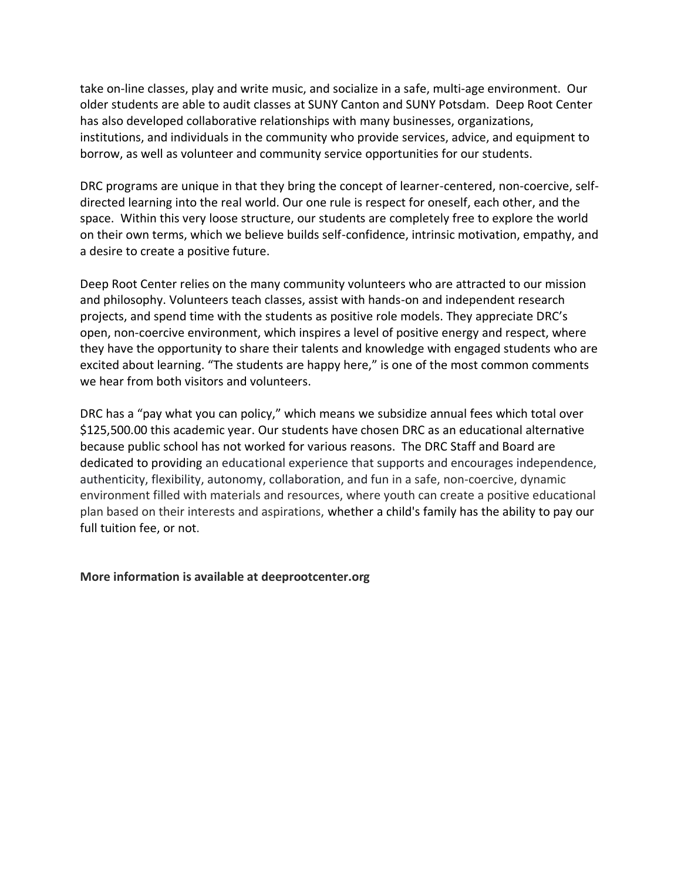take on-line classes, play and write music, and socialize in a safe, multi-age environment. Our older students are able to audit classes at SUNY Canton and SUNY Potsdam. Deep Root Center has also developed collaborative relationships with many businesses, organizations, institutions, and individuals in the community who provide services, advice, and equipment to borrow, as well as volunteer and community service opportunities for our students.

DRC programs are unique in that they bring the concept of learner-centered, non-coercive, self-directed learning into the real world. Our one rule is respect for oneself, each other, and the space. Within this very loose structure, our students are completely free to explore the world on their own terms, which we believe builds self-confidence, intrinsic motivation, empathy, and a desire to create a positive future.

Deep Root Center relies on the many community volunteers who are attracted to our mission and philosophy. Volunteers teach classes, assist with hands-on and independent research projects, and spend time with the students as positive role models. They appreciate DRC's open, non-coercive environment, which inspires a level of positive energy and respect, where they have the opportunity to share their talents and knowledge with engaged students who are excited about learning. "The students are happy here," is one of the most common comments we hear from both visitors and volunteers.

DRC has a "pay what you can policy," which means we subsidize annual fees which total over $125,500.00 this academic year. Our students have chosen DRC as an educational alternative because public school has not worked for various reasons. The DRC Staff and Board are dedicated to providing an educational experience that supports and encourages independence, authenticity, flexibility, autonomy, collaboration, and fun in a safe, non-coercive, dynamic environment filled with materials and resources, where youth can create a positive educational plan based on their interests and aspirations, whether a child's family has the ability to pay our full tuition fee, or not.

**More information is available at deeprootcenter.org**